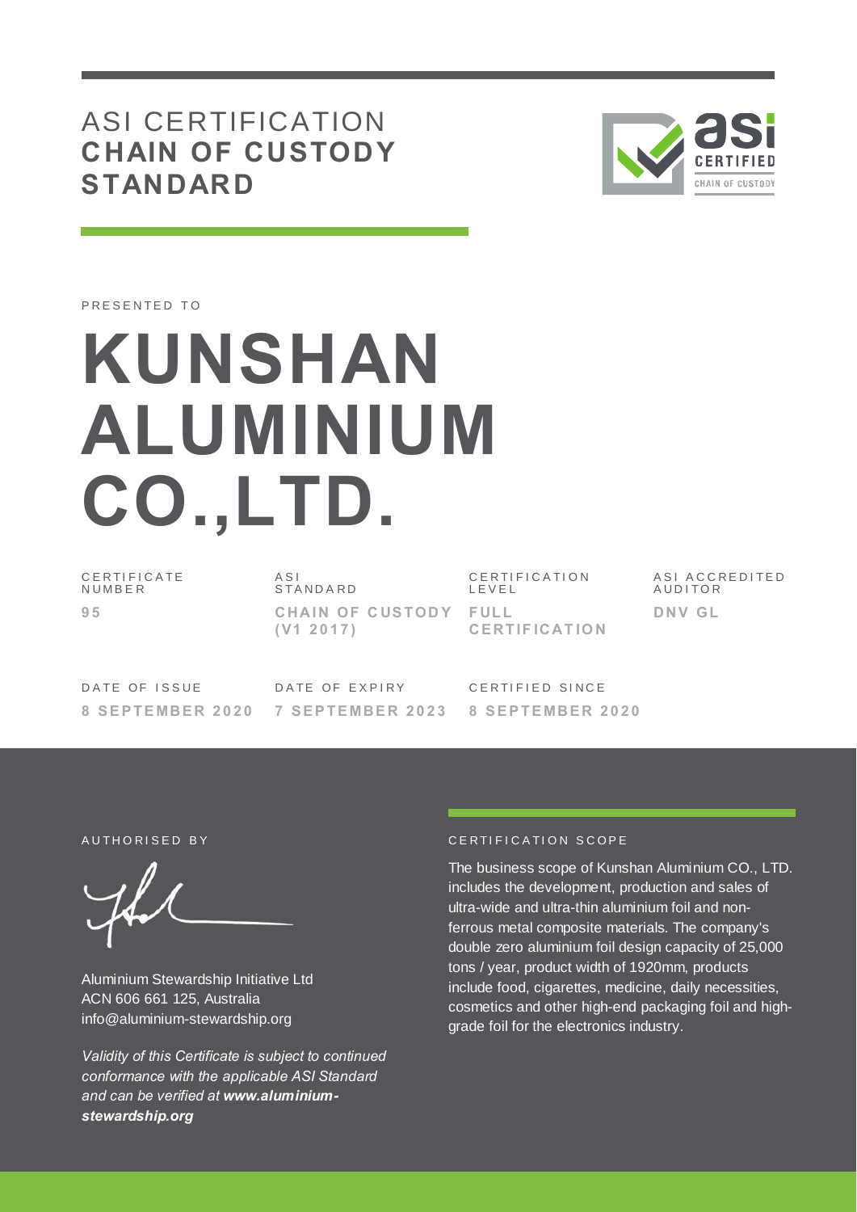# ASI CERTIFICATION
## CHAIN OF CUSTODY STANDARD

PRESENTED TO

# KUNSHAN ALUMINIUM CO.,LTD.

| CERTIFICATE NUMBER | ASI STANDARD | CERTIFICATION LEVEL | ASI ACCREDITED AUDITOR |
|---|---|---|---|
| **95** | **CHAIN OF CUSTODY (V1 2017)** | **FULL CERTIFICATION** | **DNV GL** |

| DATE OF ISSUE | DATE OF EXPIRY | CERTIFIED SINCE |
|---|---|---|
| **8 SEPTEMBER 2020** | **7 SEPTEMBER 2023** | **8 SEPTEMBER 2020** |

AUTHORISED BY

Aluminium Stewardship Initiative Ltd
ACN 606 661 125, Australia
info@aluminium-stewardship.org

*Validity of this Certificate is subject to continued conformance with the applicable ASI Standard and can be verified at **www.aluminium-stewardship.org***

CERTIFICATION SCOPE

The business scope of Kunshan Aluminium CO., LTD. includes the development, production and sales of ultra-wide and ultra-thin aluminium foil and non-ferrous metal composite materials. The company's double zero aluminium foil design capacity of 25,000 tons / year, product width of 1920mm, products include food, cigarettes, medicine, daily necessities, cosmetics and other high-end packaging foil and high-grade foil for the electronics industry.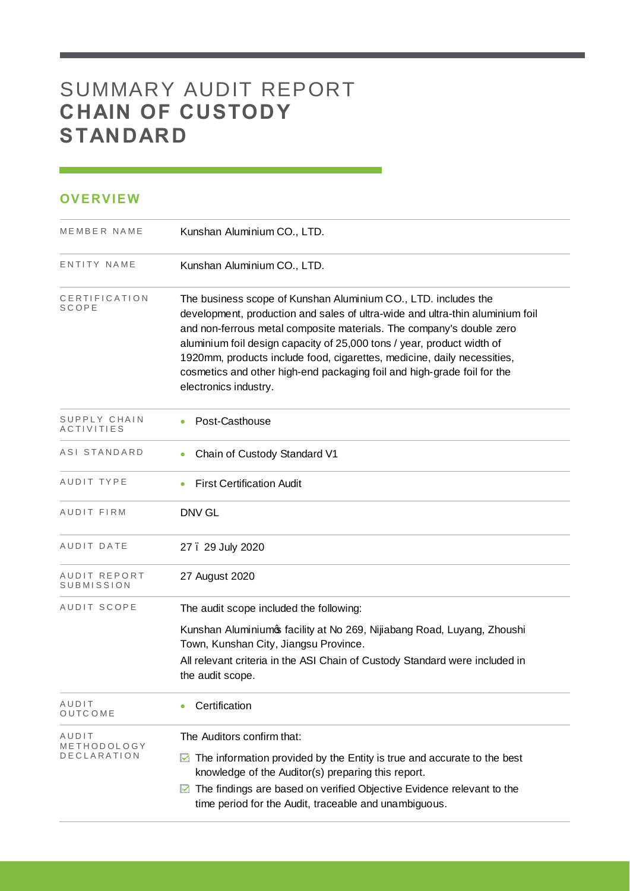# SUMMARY AUDIT REPORT
# **CHAIN OF CUSTODY STANDARD**

## OVERVIEW

| | |
|---|---|
| MEMBER NAME | Kunshan Aluminium CO., LTD. |
| ENTITY NAME | Kunshan Aluminium CO., LTD. |
| CERTIFICATION SCOPE | The business scope of Kunshan Aluminium CO., LTD. includes the development, production and sales of ultra-wide and ultra-thin aluminium foil and non-ferrous metal composite materials. The company's double zero aluminium foil design capacity of 25,000 tons / year, product width of 1920mm, products include food, cigarettes, medicine, daily necessities, cosmetics and other high-end packaging foil and high-grade foil for the electronics industry. |
| SUPPLY CHAIN ACTIVITIES | • Post-Casthouse |
| ASI STANDARD | • Chain of Custody Standard V1 |
| AUDIT TYPE | • First Certification Audit |
| AUDIT FIRM | DNV GL |
| AUDIT DATE | 27 – 29 July 2020 |
| AUDIT REPORT SUBMISSION | 27 August 2020 |
| AUDIT SCOPE | The audit scope included the following: Kunshan Aluminium's facility at No 269, Nijiabang Road, Luyang, Zhoushi Town, Kunshan City, Jiangsu Province. All relevant criteria in the ASI Chain of Custody Standard were included in the audit scope. |
| AUDIT OUTCOME | • Certification |
| AUDIT METHODOLOGY DECLARATION | The Auditors confirm that: ☑ The information provided by the Entity is true and accurate to the best knowledge of the Auditor(s) preparing this report. ☑ The findings are based on verified Objective Evidence relevant to the time period for the Audit, traceable and unambiguous. |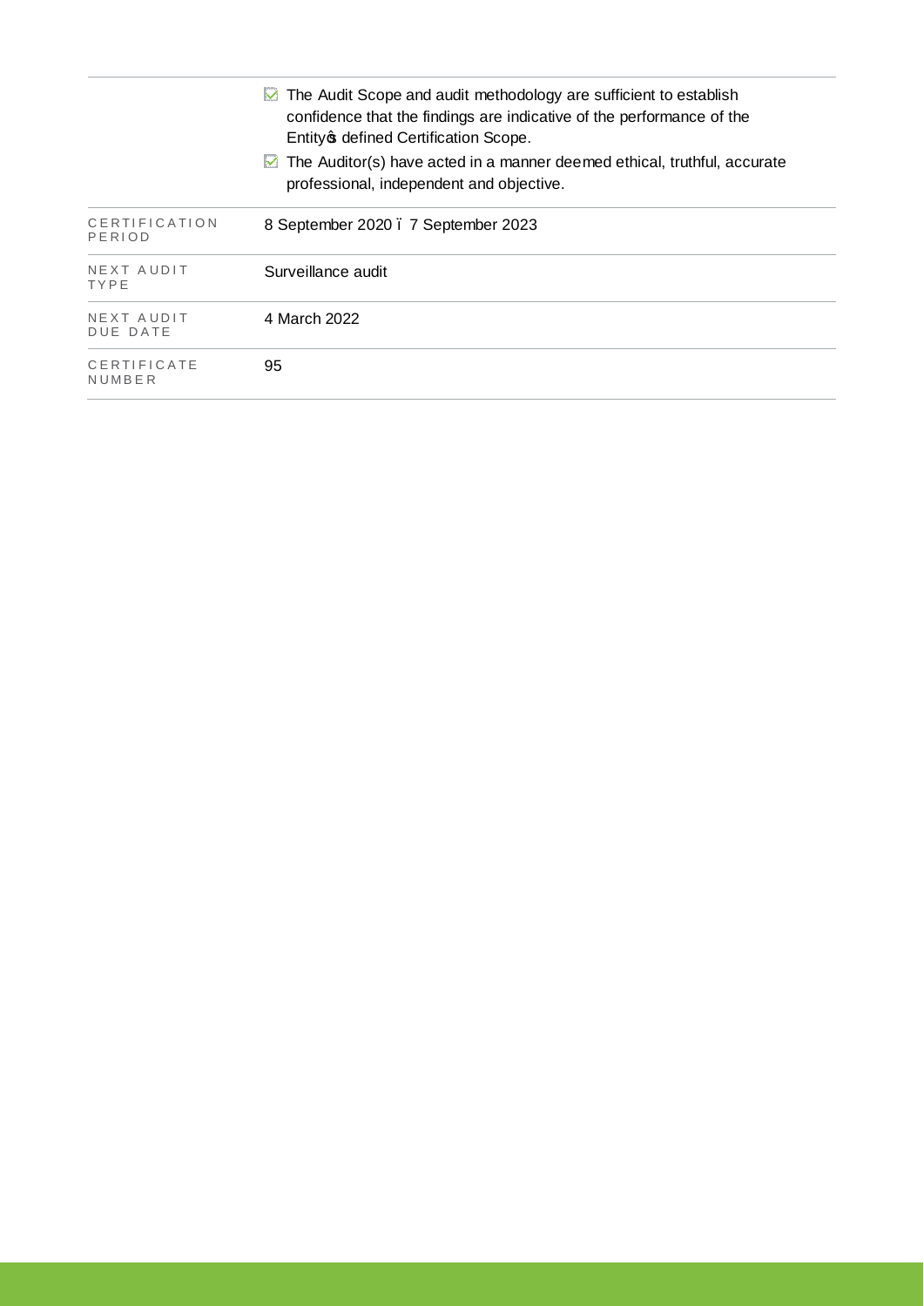| | |
|---|---|
| | ☑ The Audit Scope and audit methodology are sufficient to establish confidence that the findings are indicative of the performance of the Entity's defined Certification Scope.<br>☑ The Auditor(s) have acted in a manner deemed ethical, truthful, accurate professional, independent and objective. |
| CERTIFICATION PERIOD | 8 September 2020 – 7 September 2023 |
| NEXT AUDIT TYPE | Surveillance audit |
| NEXT AUDIT DUE DATE | 4 March 2022 |
| CERTIFICATE NUMBER | 95 |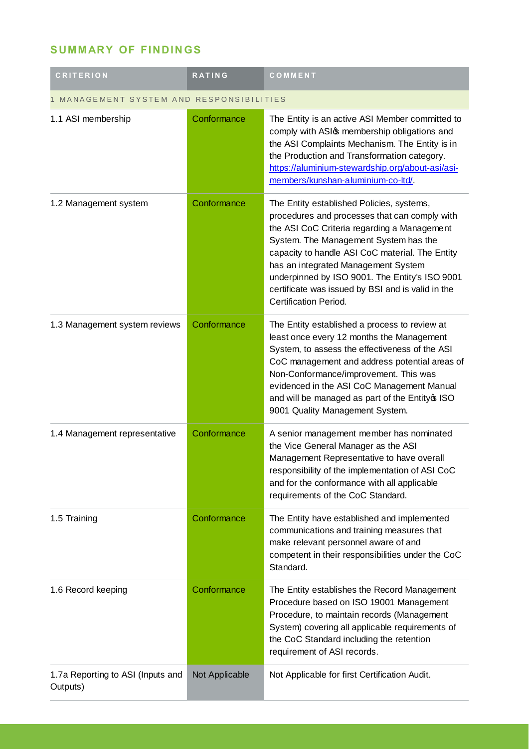## SUMMARY OF FINDINGS

| CRITERION | RATING | COMMENT |
|---|---|---|
| 1 MANAGEMENT SYSTEM AND RESPONSIBILITIES | | |
| 1.1 ASI membership | Conformance | The Entity is an active ASI Member committed to comply with ASI's membership obligations and the ASI Complaints Mechanism. The Entity is in the Production and Transformation category. https://aluminium-stewardship.org/about-asi/asi-members/kunshan-aluminium-co-ltd/. |
| 1.2 Management system | Conformance | The Entity established Policies, systems, procedures and processes that can comply with the ASI CoC Criteria regarding a Management System. The Management System has the capacity to handle ASI CoC material. The Entity has an integrated Management System underpinned by ISO 9001. The Entity's ISO 9001 certificate was issued by BSI and is valid in the Certification Period. |
| 1.3 Management system reviews | Conformance | The Entity established a process to review at least once every 12 months the Management System, to assess the effectiveness of the ASI CoC management and address potential areas of Non-Conformance/improvement. This was evidenced in the ASI CoC Management Manual and will be managed as part of the Entity's ISO 9001 Quality Management System. |
| 1.4 Management representative | Conformance | A senior management member has nominated the Vice General Manager as the ASI Management Representative to have overall responsibility of the implementation of ASI CoC and for the conformance with all applicable requirements of the CoC Standard. |
| 1.5 Training | Conformance | The Entity have established and implemented communications and training measures that make relevant personnel aware of and competent in their responsibilities under the CoC Standard. |
| 1.6 Record keeping | Conformance | The Entity establishes the Record Management Procedure based on ISO 19001 Management Procedure, to maintain records (Management System) covering all applicable requirements of the CoC Standard including the retention requirement of ASI records. |
| 1.7a Reporting to ASI (Inputs and Outputs) | Not Applicable | Not Applicable for first Certification Audit. |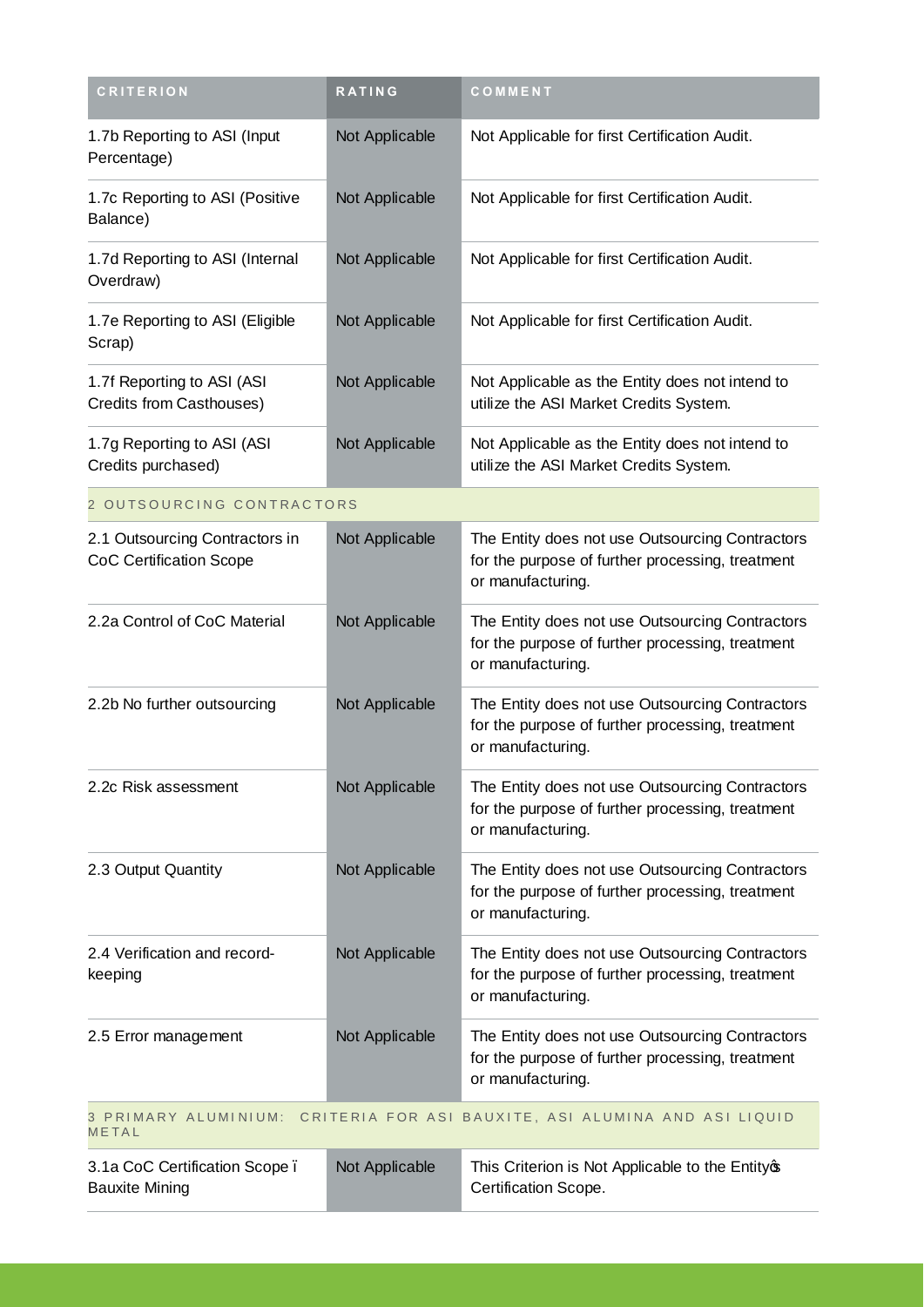| CRITERION | RATING | COMMENT |
| --- | --- | --- |
| 1.7b Reporting to ASI (Input Percentage) | Not Applicable | Not Applicable for first Certification Audit. |
| 1.7c Reporting to ASI (Positive Balance) | Not Applicable | Not Applicable for first Certification Audit. |
| 1.7d Reporting to ASI (Internal Overdraw) | Not Applicable | Not Applicable for first Certification Audit. |
| 1.7e Reporting to ASI (Eligible Scrap) | Not Applicable | Not Applicable for first Certification Audit. |
| 1.7f Reporting to ASI (ASI Credits from Casthouses) | Not Applicable | Not Applicable as the Entity does not intend to utilize the ASI Market Credits System. |
| 1.7g Reporting to ASI (ASI Credits purchased) | Not Applicable | Not Applicable as the Entity does not intend to utilize the ASI Market Credits System. |
| 2 OUTSOURCING CONTRACTORS | | |
| 2.1 Outsourcing Contractors in CoC Certification Scope | Not Applicable | The Entity does not use Outsourcing Contractors for the purpose of further processing, treatment or manufacturing. |
| 2.2a Control of CoC Material | Not Applicable | The Entity does not use Outsourcing Contractors for the purpose of further processing, treatment or manufacturing. |
| 2.2b No further outsourcing | Not Applicable | The Entity does not use Outsourcing Contractors for the purpose of further processing, treatment or manufacturing. |
| 2.2c Risk assessment | Not Applicable | The Entity does not use Outsourcing Contractors for the purpose of further processing, treatment or manufacturing. |
| 2.3 Output Quantity | Not Applicable | The Entity does not use Outsourcing Contractors for the purpose of further processing, treatment or manufacturing. |
| 2.4 Verification and record-keeping | Not Applicable | The Entity does not use Outsourcing Contractors for the purpose of further processing, treatment or manufacturing. |
| 2.5 Error management | Not Applicable | The Entity does not use Outsourcing Contractors for the purpose of further processing, treatment or manufacturing. |
| 3 PRIMARY ALUMINIUM: CRITERIA FOR ASI BAUXITE, ASI ALUMINA AND ASI LIQUID METAL | | |
| 3.1a CoC Certification Scope – Bauxite Mining | Not Applicable | This Criterion is Not Applicable to the Entity's Certification Scope. |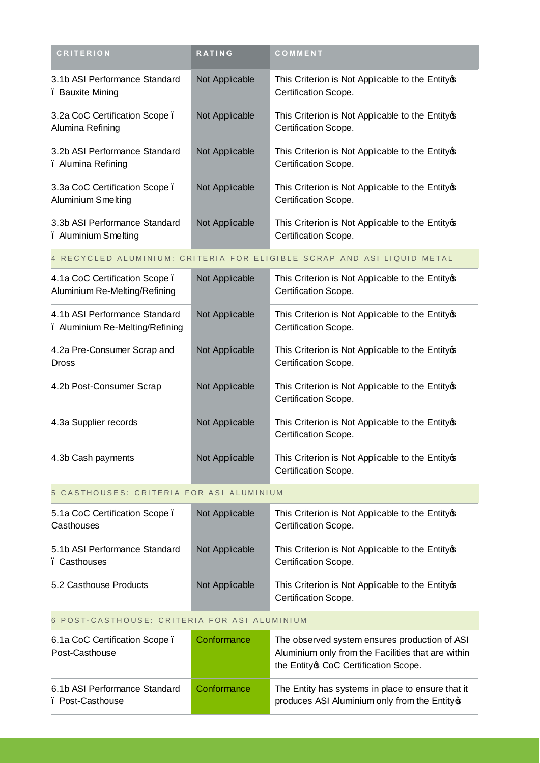| CRITERION | RATING | COMMENT |
| --- | --- | --- |
| 3.1b ASI Performance Standard – Bauxite Mining | Not Applicable | This Criterion is Not Applicable to the Entity's Certification Scope. |
| 3.2a CoC Certification Scope – Alumina Refining | Not Applicable | This Criterion is Not Applicable to the Entity's Certification Scope. |
| 3.2b ASI Performance Standard – Alumina Refining | Not Applicable | This Criterion is Not Applicable to the Entity's Certification Scope. |
| 3.3a CoC Certification Scope – Aluminium Smelting | Not Applicable | This Criterion is Not Applicable to the Entity's Certification Scope. |
| 3.3b ASI Performance Standard – Aluminium Smelting | Not Applicable | This Criterion is Not Applicable to the Entity's Certification Scope. |
| 4 RECYCLED ALUMINIUM: CRITERIA FOR ELIGIBLE SCRAP AND ASI LIQUID METAL | | |
| 4.1a CoC Certification Scope – Aluminium Re-Melting/Refining | Not Applicable | This Criterion is Not Applicable to the Entity's Certification Scope. |
| 4.1b ASI Performance Standard – Aluminium Re-Melting/Refining | Not Applicable | This Criterion is Not Applicable to the Entity's Certification Scope. |
| 4.2a Pre-Consumer Scrap and Dross | Not Applicable | This Criterion is Not Applicable to the Entity's Certification Scope. |
| 4.2b Post-Consumer Scrap | Not Applicable | This Criterion is Not Applicable to the Entity's Certification Scope. |
| 4.3a Supplier records | Not Applicable | This Criterion is Not Applicable to the Entity's Certification Scope. |
| 4.3b Cash payments | Not Applicable | This Criterion is Not Applicable to the Entity's Certification Scope. |
| 5 CASTHOUSES: CRITERIA FOR ASI ALUMINIUM | | |
| 5.1a CoC Certification Scope – Casthouses | Not Applicable | This Criterion is Not Applicable to the Entity's Certification Scope. |
| 5.1b ASI Performance Standard – Casthouses | Not Applicable | This Criterion is Not Applicable to the Entity's Certification Scope. |
| 5.2 Casthouse Products | Not Applicable | This Criterion is Not Applicable to the Entity's Certification Scope. |
| 6 POST-CASTHOUSE: CRITERIA FOR ASI ALUMINIUM | | |
| 6.1a CoC Certification Scope – Post-Casthouse | Conformance | The observed system ensures production of ASI Aluminium only from the Facilities that are within the Entity's CoC Certification Scope. |
| 6.1b ASI Performance Standard – Post-Casthouse | Conformance | The Entity has systems in place to ensure that it produces ASI Aluminium only from the Entity's |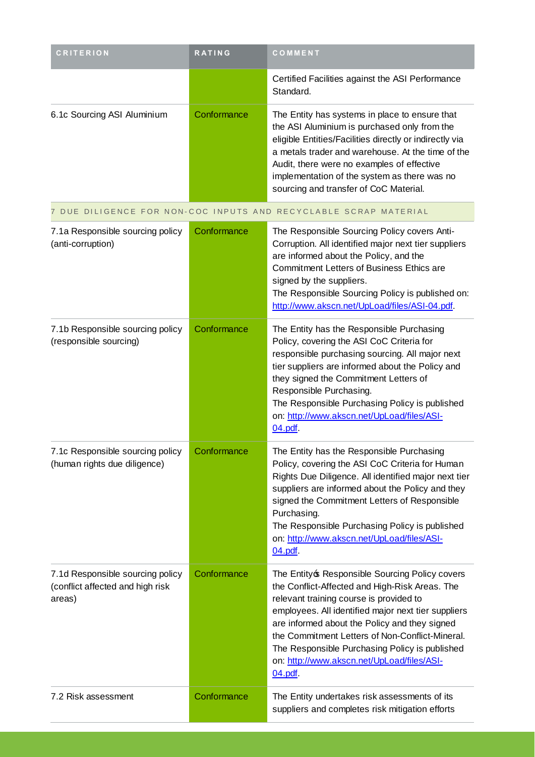| CRITERION | RATING | COMMENT |
|---|---|---|
| | | Certified Facilities against the ASI Performance Standard. |
| 6.1c Sourcing ASI Aluminium | Conformance | The Entity has systems in place to ensure that the ASI Aluminium is purchased only from the eligible Entities/Facilities directly or indirectly via a metals trader and warehouse. At the time of the Audit, there were no examples of effective implementation of the system as there was no sourcing and transfer of CoC Material. |
| 7 DUE DILIGENCE FOR NON-COC INPUTS AND RECYCLABLE SCRAP MATERIAL | | |
| 7.1a Responsible sourcing policy (anti-corruption) | Conformance | The Responsible Sourcing Policy covers Anti-Corruption. All identified major next tier suppliers are informed about the Policy, and the Commitment Letters of Business Ethics are signed by the suppliers.<br>The Responsible Sourcing Policy is published on: [http://www.akscn.net/UpLoad/files/ASI-04.pdf](http://www.akscn.net/UpLoad/files/ASI-04.pdf). |
| 7.1b Responsible sourcing policy (responsible sourcing) | Conformance | The Entity has the Responsible Purchasing Policy, covering the ASI CoC Criteria for responsible purchasing sourcing. All major next tier suppliers are informed about the Policy and they signed the Commitment Letters of Responsible Purchasing.<br>The Responsible Purchasing Policy is published on: [http://www.akscn.net/UpLoad/files/ASI-04.pdf](http://www.akscn.net/UpLoad/files/ASI-04.pdf). |
| 7.1c Responsible sourcing policy (human rights due diligence) | Conformance | The Entity has the Responsible Purchasing Policy, covering the ASI CoC Criteria for Human Rights Due Diligence. All identified major next tier suppliers are informed about the Policy and they signed the Commitment Letters of Responsible Purchasing.<br>The Responsible Purchasing Policy is published on: [http://www.akscn.net/UpLoad/files/ASI-04.pdf](http://www.akscn.net/UpLoad/files/ASI-04.pdf). |
| 7.1d Responsible sourcing policy (conflict affected and high risk areas) | Conformance | The Entity's Responsible Sourcing Policy covers the Conflict-Affected and High-Risk Areas. The relevant training course is provided to employees. All identified major next tier suppliers are informed about the Policy and they signed the Commitment Letters of Non-Conflict-Mineral.<br>The Responsible Purchasing Policy is published on: [http://www.akscn.net/UpLoad/files/ASI-04.pdf](http://www.akscn.net/UpLoad/files/ASI-04.pdf). |
| 7.2 Risk assessment | Conformance | The Entity undertakes risk assessments of its suppliers and completes risk mitigation efforts |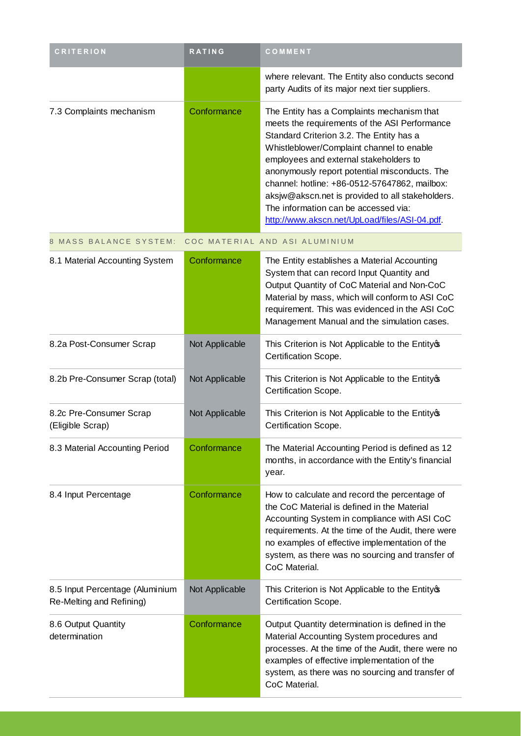| CRITERION | RATING | COMMENT |
| --- | --- | --- |
| | | where relevant. The Entity also conducts second party Audits of its major next tier suppliers. |
| 7.3 Complaints mechanism | Conformance | The Entity has a Complaints mechanism that meets the requirements of the ASI Performance Standard Criterion 3.2. The Entity has a Whistleblower/Complaint channel to enable employees and external stakeholders to anonymously report potential misconducts. The channel: hotline: +86-0512-57647862, mailbox: aksjw@akscn.net is provided to all stakeholders. The information can be accessed via: http://www.akscn.net/UpLoad/files/ASI-04.pdf. |
| 8 MASS BALANCE SYSTEM: COC MATERIAL AND ASI ALUMINIUM | | |
| 8.1 Material Accounting System | Conformance | The Entity establishes a Material Accounting System that can record Input Quantity and Output Quantity of CoC Material and Non-CoC Material by mass, which will conform to ASI CoC requirement. This was evidenced in the ASI CoC Management Manual and the simulation cases. |
| 8.2a Post-Consumer Scrap | Not Applicable | This Criterion is Not Applicable to the Entity's Certification Scope. |
| 8.2b Pre-Consumer Scrap (total) | Not Applicable | This Criterion is Not Applicable to the Entity's Certification Scope. |
| 8.2c Pre-Consumer Scrap (Eligible Scrap) | Not Applicable | This Criterion is Not Applicable to the Entity's Certification Scope. |
| 8.3 Material Accounting Period | Conformance | The Material Accounting Period is defined as 12 months, in accordance with the Entity's financial year. |
| 8.4 Input Percentage | Conformance | How to calculate and record the percentage of the CoC Material is defined in the Material Accounting System in compliance with ASI CoC requirements. At the time of the Audit, there were no examples of effective implementation of the system, as there was no sourcing and transfer of CoC Material. |
| 8.5 Input Percentage (Aluminium Re-Melting and Refining) | Not Applicable | This Criterion is Not Applicable to the Entity's Certification Scope. |
| 8.6 Output Quantity determination | Conformance | Output Quantity determination is defined in the Material Accounting System procedures and processes. At the time of the Audit, there were no examples of effective implementation of the system, as there was no sourcing and transfer of CoC Material. |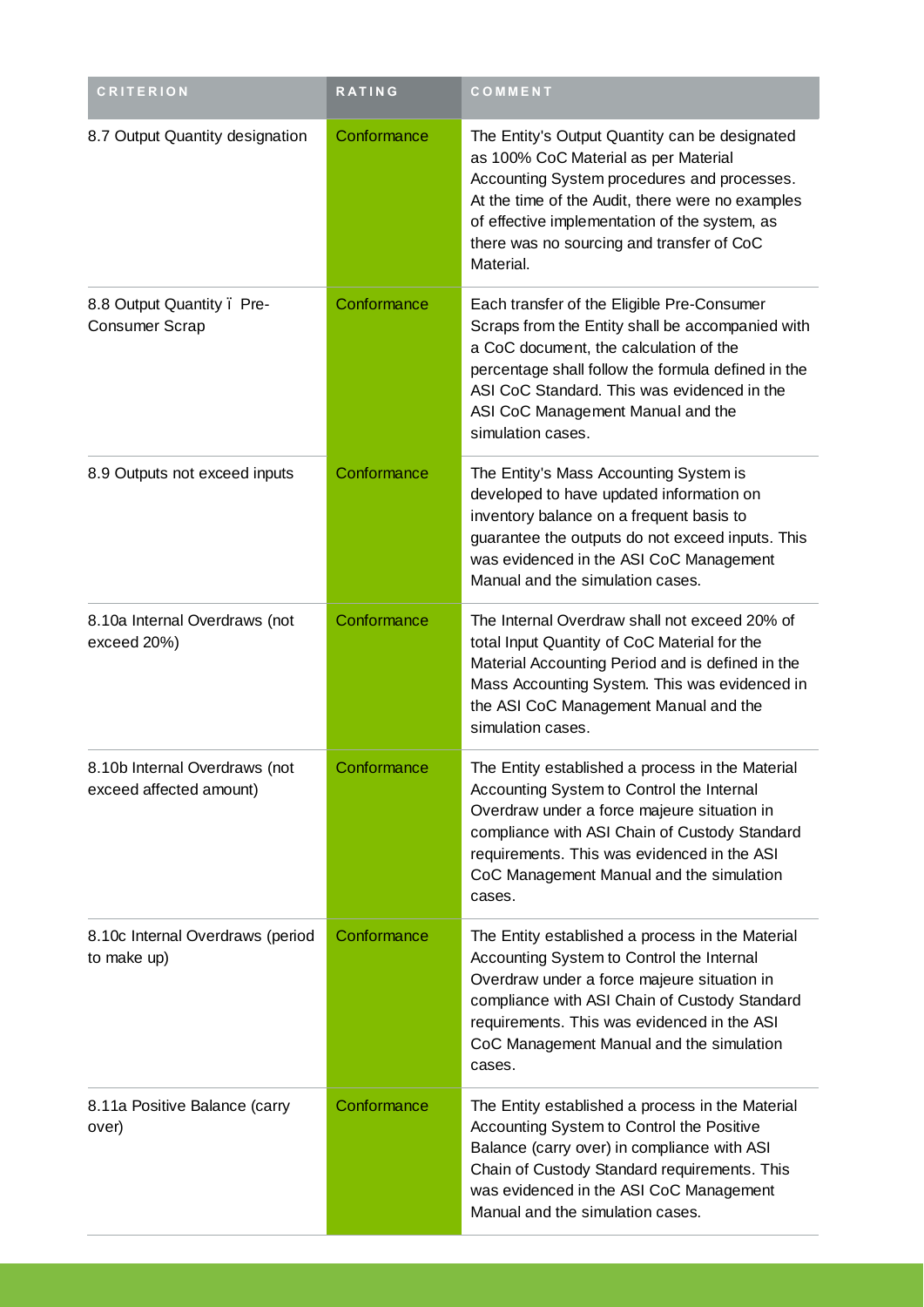| CRITERION | RATING | COMMENT |
| --- | --- | --- |
| 8.7 Output Quantity designation | Conformance | The Entity's Output Quantity can be designated as 100% CoC Material as per Material Accounting System procedures and processes. At the time of the Audit, there were no examples of effective implementation of the system, as there was no sourcing and transfer of CoC Material. |
| 8.8 Output Quantity ï Pre-Consumer Scrap | Conformance | Each transfer of the Eligible Pre-Consumer Scraps from the Entity shall be accompanied with a CoC document, the calculation of the percentage shall follow the formula defined in the ASI CoC Standard. This was evidenced in the ASI CoC Management Manual and the simulation cases. |
| 8.9 Outputs not exceed inputs | Conformance | The Entity's Mass Accounting System is developed to have updated information on inventory balance on a frequent basis to guarantee the outputs do not exceed inputs. This was evidenced in the ASI CoC Management Manual and the simulation cases. |
| 8.10a Internal Overdraws (not exceed 20%) | Conformance | The Internal Overdraw shall not exceed 20% of total Input Quantity of CoC Material for the Material Accounting Period and is defined in the Mass Accounting System. This was evidenced in the ASI CoC Management Manual and the simulation cases. |
| 8.10b Internal Overdraws (not exceed affected amount) | Conformance | The Entity established a process in the Material Accounting System to Control the Internal Overdraw under a force majeure situation in compliance with ASI Chain of Custody Standard requirements. This was evidenced in the ASI CoC Management Manual and the simulation cases. |
| 8.10c Internal Overdraws (period to make up) | Conformance | The Entity established a process in the Material Accounting System to Control the Internal Overdraw under a force majeure situation in compliance with ASI Chain of Custody Standard requirements. This was evidenced in the ASI CoC Management Manual and the simulation cases. |
| 8.11a Positive Balance (carry over) | Conformance | The Entity established a process in the Material Accounting System to Control the Positive Balance (carry over) in compliance with ASI Chain of Custody Standard requirements. This was evidenced in the ASI CoC Management Manual and the simulation cases. |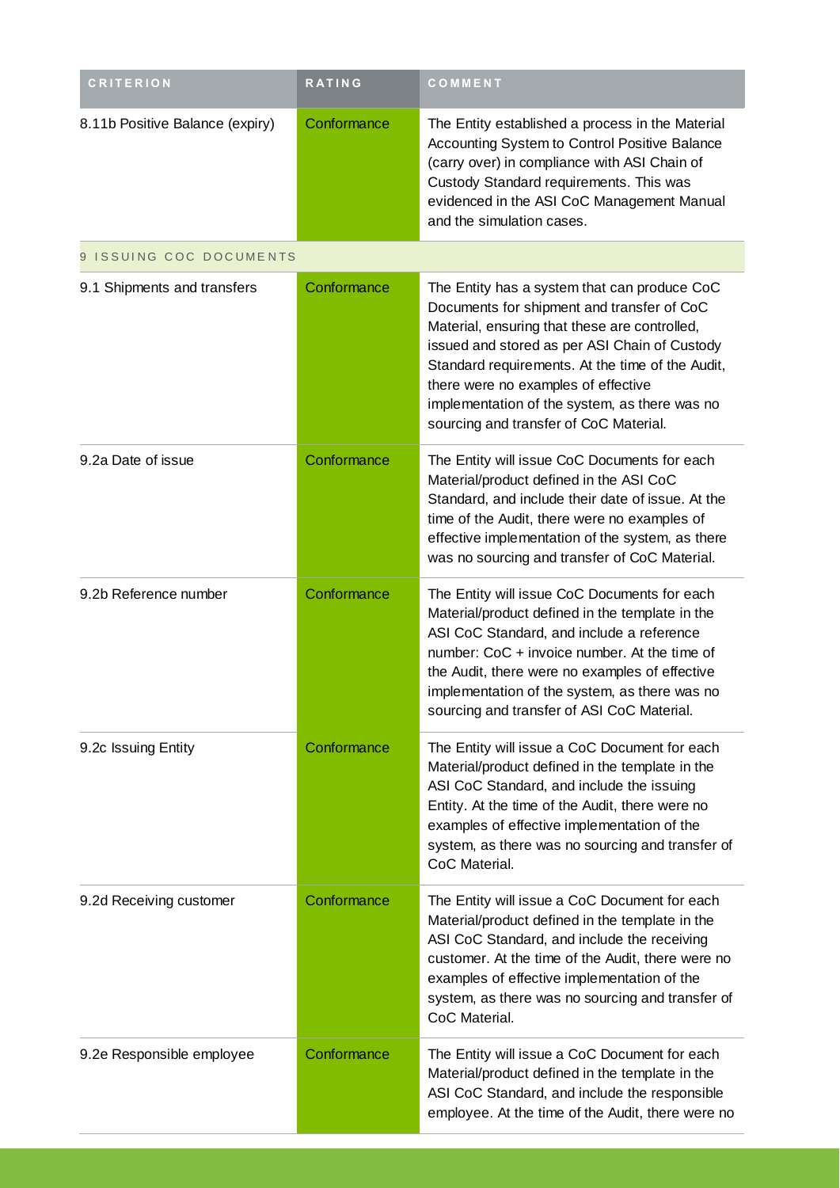| CRITERION | RATING | COMMENT |
| --- | --- | --- |
| 8.11b Positive Balance (expiry) | Conformance | The Entity established a process in the Material Accounting System to Control Positive Balance (carry over) in compliance with ASI Chain of Custody Standard requirements. This was evidenced in the ASI CoC Management Manual and the simulation cases. |
| 9 ISSUING COC DOCUMENTS | | |
| 9.1 Shipments and transfers | Conformance | The Entity has a system that can produce CoC Documents for shipment and transfer of CoC Material, ensuring that these are controlled, issued and stored as per ASI Chain of Custody Standard requirements. At the time of the Audit, there were no examples of effective implementation of the system, as there was no sourcing and transfer of CoC Material. |
| 9.2a Date of issue | Conformance | The Entity will issue CoC Documents for each Material/product defined in the ASI CoC Standard, and include their date of issue. At the time of the Audit, there were no examples of effective implementation of the system, as there was no sourcing and transfer of CoC Material. |
| 9.2b Reference number | Conformance | The Entity will issue CoC Documents for each Material/product defined in the template in the ASI CoC Standard, and include a reference number: CoC + invoice number. At the time of the Audit, there were no examples of effective implementation of the system, as there was no sourcing and transfer of ASI CoC Material. |
| 9.2c Issuing Entity | Conformance | The Entity will issue a CoC Document for each Material/product defined in the template in the ASI CoC Standard, and include the issuing Entity. At the time of the Audit, there were no examples of effective implementation of the system, as there was no sourcing and transfer of CoC Material. |
| 9.2d Receiving customer | Conformance | The Entity will issue a CoC Document for each Material/product defined in the template in the ASI CoC Standard, and include the receiving customer. At the time of the Audit, there were no examples of effective implementation of the system, as there was no sourcing and transfer of CoC Material. |
| 9.2e Responsible employee | Conformance | The Entity will issue a CoC Document for each Material/product defined in the template in the ASI CoC Standard, and include the responsible employee. At the time of the Audit, there were no |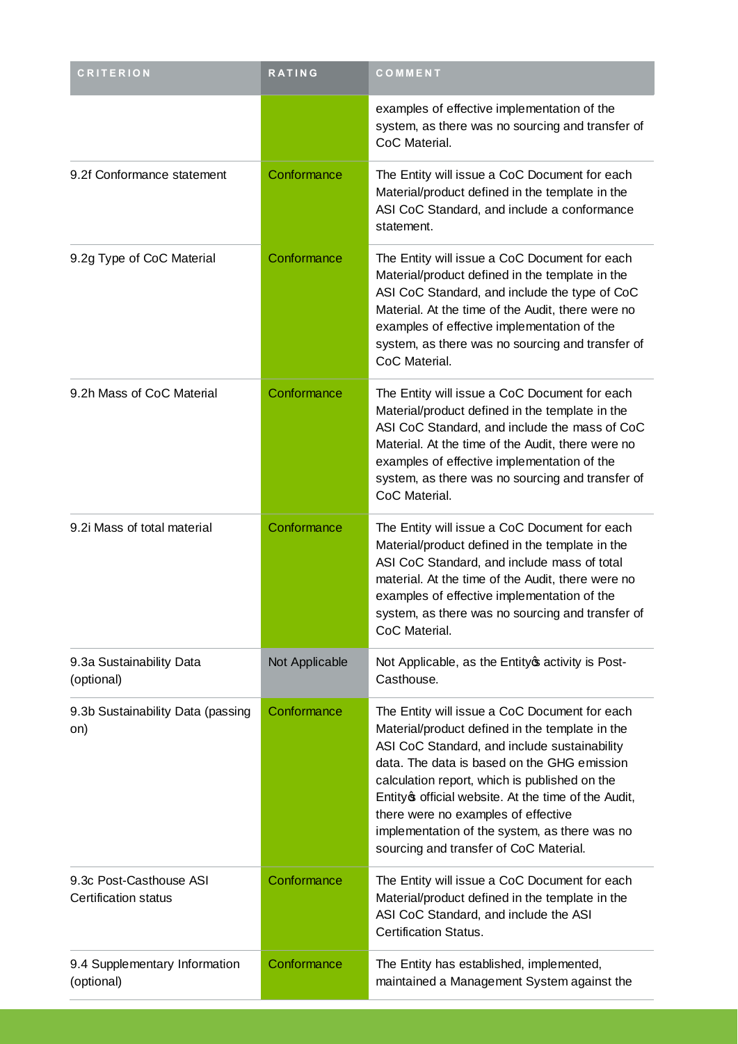| CRITERION | RATING | COMMENT |
| --- | --- | --- |
| | | examples of effective implementation of the system, as there was no sourcing and transfer of CoC Material. |
| 9.2f Conformance statement | Conformance | The Entity will issue a CoC Document for each Material/product defined in the template in the ASI CoC Standard, and include a conformance statement. |
| 9.2g Type of CoC Material | Conformance | The Entity will issue a CoC Document for each Material/product defined in the template in the ASI CoC Standard, and include the type of CoC Material. At the time of the Audit, there were no examples of effective implementation of the system, as there was no sourcing and transfer of CoC Material. |
| 9.2h Mass of CoC Material | Conformance | The Entity will issue a CoC Document for each Material/product defined in the template in the ASI CoC Standard, and include the mass of CoC Material. At the time of the Audit, there were no examples of effective implementation of the system, as there was no sourcing and transfer of CoC Material. |
| 9.2i Mass of total material | Conformance | The Entity will issue a CoC Document for each Material/product defined in the template in the ASI CoC Standard, and include mass of total material. At the time of the Audit, there were no examples of effective implementation of the system, as there was no sourcing and transfer of CoC Material. |
| 9.3a Sustainability Data (optional) | Not Applicable | Not Applicable, as the Entity's activity is Post-Casthouse. |
| 9.3b Sustainability Data (passing on) | Conformance | The Entity will issue a CoC Document for each Material/product defined in the template in the ASI CoC Standard, and include sustainability data. The data is based on the GHG emission calculation report, which is published on the Entity's official website. At the time of the Audit, there were no examples of effective implementation of the system, as there was no sourcing and transfer of CoC Material. |
| 9.3c Post-Casthouse ASI Certification status | Conformance | The Entity will issue a CoC Document for each Material/product defined in the template in the ASI CoC Standard, and include the ASI Certification Status. |
| 9.4 Supplementary Information (optional) | Conformance | The Entity has established, implemented, maintained a Management System against the |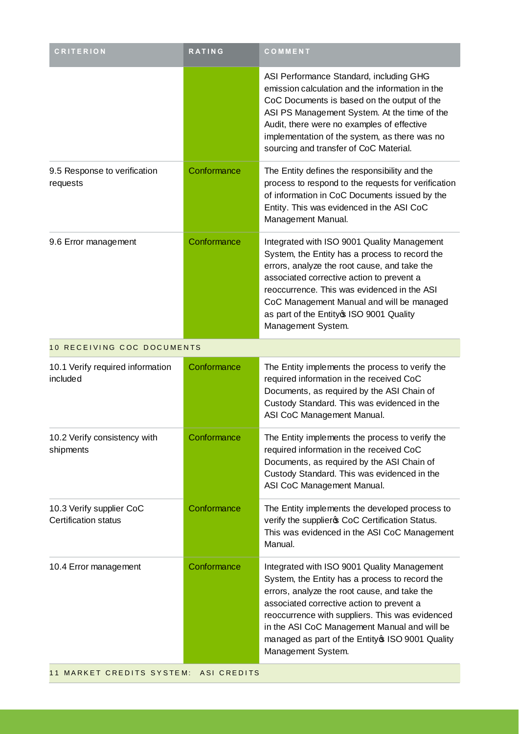| CRITERION | RATING | COMMENT |
|---|---|---|
| | | ASI Performance Standard, including GHG emission calculation and the information in the CoC Documents is based on the output of the ASI PS Management System. At the time of the Audit, there were no examples of effective implementation of the system, as there was no sourcing and transfer of CoC Material. |
| 9.5 Response to verification requests | Conformance | The Entity defines the responsibility and the process to respond to the requests for verification of information in CoC Documents issued by the Entity. This was evidenced in the ASI CoC Management Manual. |
| 9.6 Error management | Conformance | Integrated with ISO 9001 Quality Management System, the Entity has a process to record the errors, analyze the root cause, and take the associated corrective action to prevent a reoccurrence. This was evidenced in the ASI CoC Management Manual and will be managed as part of the Entity's ISO 9001 Quality Management System. |
| 10 RECEIVING COC DOCUMENTS | | |
| 10.1 Verify required information included | Conformance | The Entity implements the process to verify the required information in the received CoC Documents, as required by the ASI Chain of Custody Standard. This was evidenced in the ASI CoC Management Manual. |
| 10.2 Verify consistency with shipments | Conformance | The Entity implements the process to verify the required information in the received CoC Documents, as required by the ASI Chain of Custody Standard. This was evidenced in the ASI CoC Management Manual. |
| 10.3 Verify supplier CoC Certification status | Conformance | The Entity implements the developed process to verify the supplier's CoC Certification Status. This was evidenced in the ASI CoC Management Manual. |
| 10.4 Error management | Conformance | Integrated with ISO 9001 Quality Management System, the Entity has a process to record the errors, analyze the root cause, and take the associated corrective action to prevent a reoccurrence with suppliers. This was evidenced in the ASI CoC Management Manual and will be managed as part of the Entity's ISO 9001 Quality Management System. |
| 11 MARKET CREDITS SYSTEM: ASI CREDITS | | |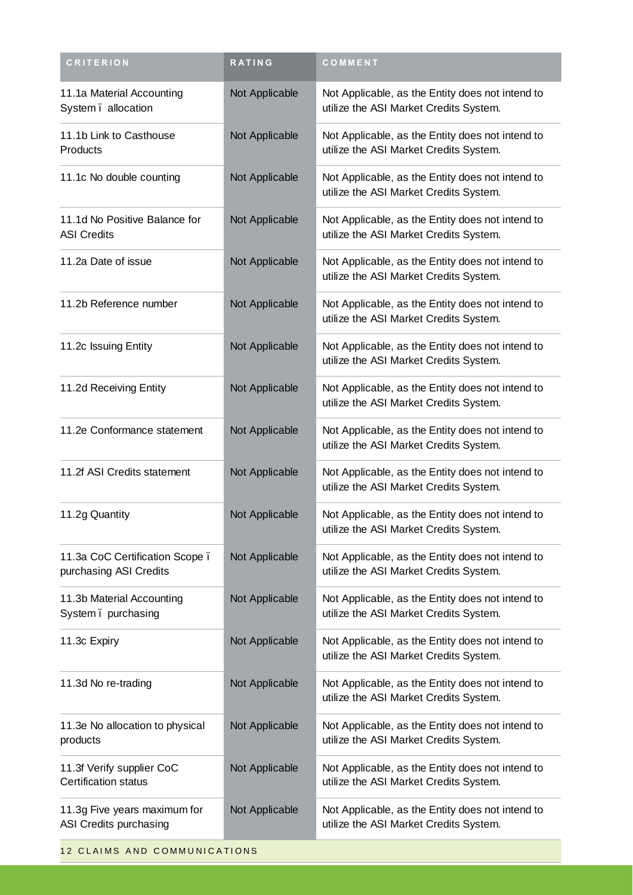| CRITERION | RATING | COMMENT |
| --- | --- | --- |
| 11.1a Material Accounting System ï allocation | Not Applicable | Not Applicable, as the Entity does not intend to utilize the ASI Market Credits System. |
| 11.1b Link to Casthouse Products | Not Applicable | Not Applicable, as the Entity does not intend to utilize the ASI Market Credits System. |
| 11.1c No double counting | Not Applicable | Not Applicable, as the Entity does not intend to utilize the ASI Market Credits System. |
| 11.1d No Positive Balance for ASI Credits | Not Applicable | Not Applicable, as the Entity does not intend to utilize the ASI Market Credits System. |
| 11.2a Date of issue | Not Applicable | Not Applicable, as the Entity does not intend to utilize the ASI Market Credits System. |
| 11.2b Reference number | Not Applicable | Not Applicable, as the Entity does not intend to utilize the ASI Market Credits System. |
| 11.2c Issuing Entity | Not Applicable | Not Applicable, as the Entity does not intend to utilize the ASI Market Credits System. |
| 11.2d Receiving Entity | Not Applicable | Not Applicable, as the Entity does not intend to utilize the ASI Market Credits System. |
| 11.2e Conformance statement | Not Applicable | Not Applicable, as the Entity does not intend to utilize the ASI Market Credits System. |
| 11.2f ASI Credits statement | Not Applicable | Not Applicable, as the Entity does not intend to utilize the ASI Market Credits System. |
| 11.2g Quantity | Not Applicable | Not Applicable, as the Entity does not intend to utilize the ASI Market Credits System. |
| 11.3a CoC Certification Scope ï purchasing ASI Credits | Not Applicable | Not Applicable, as the Entity does not intend to utilize the ASI Market Credits System. |
| 11.3b Material Accounting System ï purchasing | Not Applicable | Not Applicable, as the Entity does not intend to utilize the ASI Market Credits System. |
| 11.3c Expiry | Not Applicable | Not Applicable, as the Entity does not intend to utilize the ASI Market Credits System. |
| 11.3d No re-trading | Not Applicable | Not Applicable, as the Entity does not intend to utilize the ASI Market Credits System. |
| 11.3e No allocation to physical products | Not Applicable | Not Applicable, as the Entity does not intend to utilize the ASI Market Credits System. |
| 11.3f Verify supplier CoC Certification status | Not Applicable | Not Applicable, as the Entity does not intend to utilize the ASI Market Credits System. |
| 11.3g Five years maximum for ASI Credits purchasing | Not Applicable | Not Applicable, as the Entity does not intend to utilize the ASI Market Credits System. |
| 12 CLAIMS AND COMMUNICATIONS | | |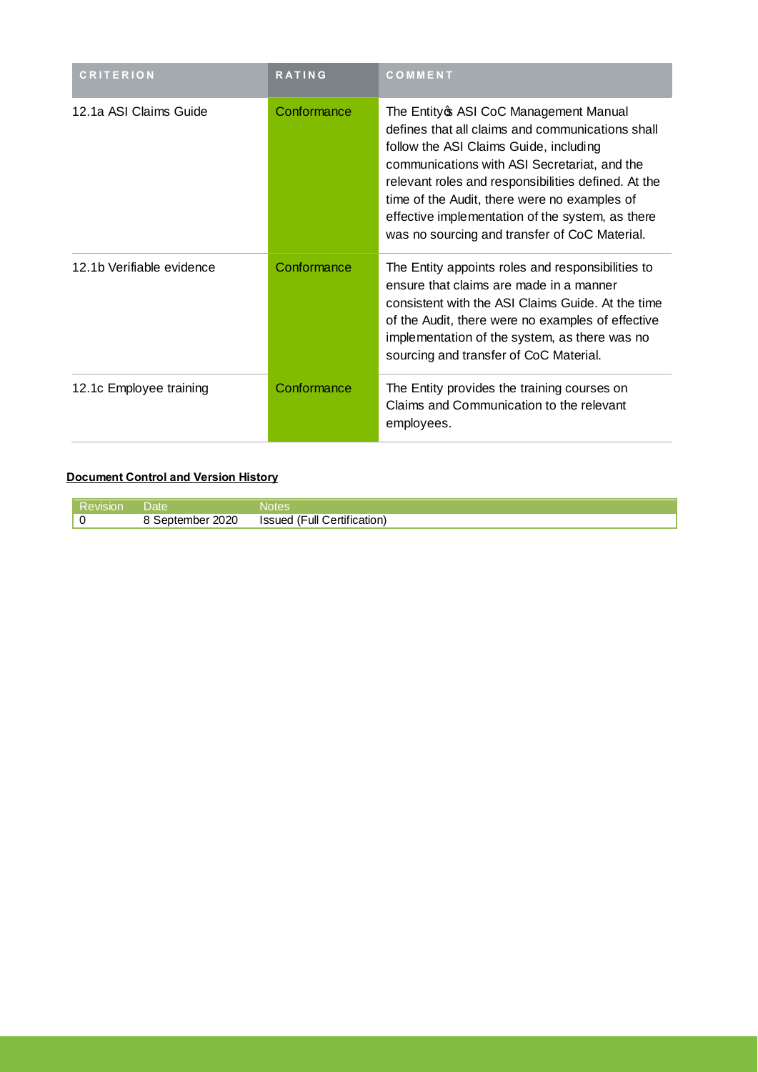| CRITERION | RATING | COMMENT |
| --- | --- | --- |
| 12.1a ASI Claims Guide | Conformance | The Entity's ASI CoC Management Manual defines that all claims and communications shall follow the ASI Claims Guide, including communications with ASI Secretariat, and the relevant roles and responsibilities defined. At the time of the Audit, there were no examples of effective implementation of the system, as there was no sourcing and transfer of CoC Material. |
| 12.1b Verifiable evidence | Conformance | The Entity appoints roles and responsibilities to ensure that claims are made in a manner consistent with the ASI Claims Guide. At the time of the Audit, there were no examples of effective implementation of the system, as there was no sourcing and transfer of CoC Material. |
| 12.1c Employee training | Conformance | The Entity provides the training courses on Claims and Communication to the relevant employees. |

**Document Control and Version History**

| Revision | Date | Notes |
| --- | --- | --- |
| 0 | 8 September 2020 | Issued (Full Certification) |